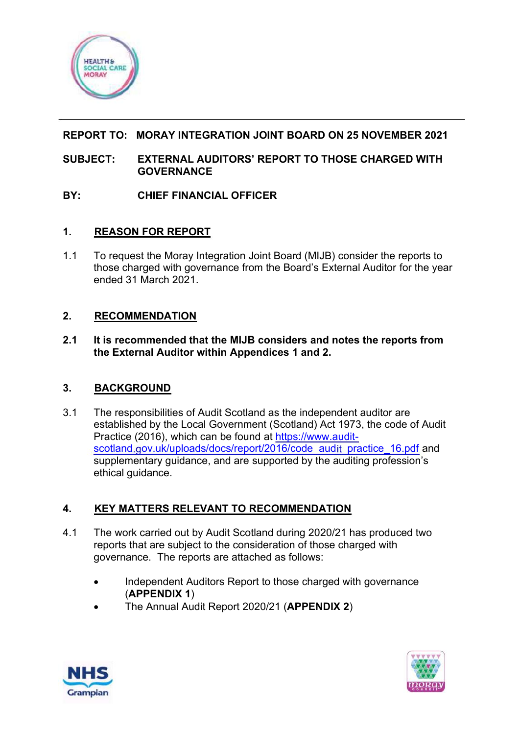**REPORT TO: MORAY INTEGRATION JOINT BOARD ON 25 NOVEMBER 2021**

**SUBJECT: EXTERNAL AUDITORS' REPORT TO THOSE CHARGED WITH GOVERNANCE**

**BY: CHIEF FINANCIAL OFFICER**

## 1. REASON FOR REPORT

1.1 To request the Moray Integration Joint Board (MIJB) consider the reports to those charged with governance from the Board's External Auditor for the year ended 31 March 2021.

## 2. RECOMMENDATION

**2.1 It is recommended that the MIJB considers and notes the reports from the External Auditor within Appendices 1 and 2.**

## 3. BACKGROUND

3.1 The responsibilities of Audit Scotland as the independent auditor are established by the Local Government (Scotland) Act 1973, the code of Audit Practice (2016), which can be found at https://www.audit-scotland.gov.uk/uploads/docs/report/2016/code_audit_practice_16.pdf and supplementary guidance, and are supported by the auditing profession's ethical guidance.

## 4. KEY MATTERS RELEVANT TO RECOMMENDATION

4.1 The work carried out by Audit Scotland during 2020/21 has produced two reports that are subject to the consideration of those charged with governance. The reports are attached as follows:

- Independent Auditors Report to those charged with governance (**APPENDIX 1**)
- The Annual Audit Report 2020/21 (**APPENDIX 2**)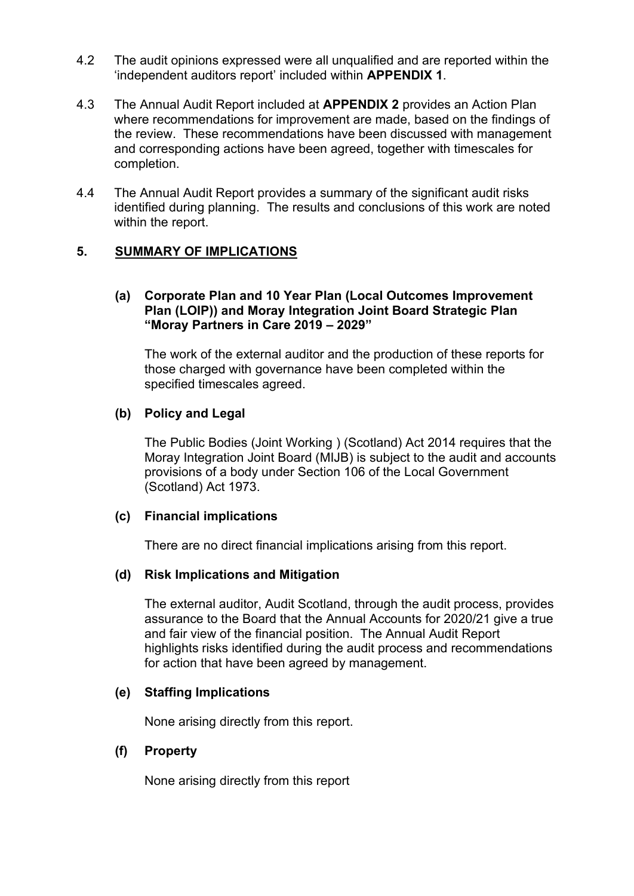4.2 The audit opinions expressed were all unqualified and are reported within the 'independent auditors report' included within **APPENDIX 1**.

4.3 The Annual Audit Report included at **APPENDIX 2** provides an Action Plan where recommendations for improvement are made, based on the findings of the review. These recommendations have been discussed with management and corresponding actions have been agreed, together with timescales for completion.

4.4 The Annual Audit Report provides a summary of the significant audit risks identified during planning. The results and conclusions of this work are noted within the report.

## 5. SUMMARY OF IMPLICATIONS

### (a) Corporate Plan and 10 Year Plan (Local Outcomes Improvement Plan (LOIP)) and Moray Integration Joint Board Strategic Plan "Moray Partners in Care 2019 – 2029"

The work of the external auditor and the production of these reports for those charged with governance have been completed within the specified timescales agreed.

### (b) Policy and Legal

The Public Bodies (Joint Working ) (Scotland) Act 2014 requires that the Moray Integration Joint Board (MIJB) is subject to the audit and accounts provisions of a body under Section 106 of the Local Government (Scotland) Act 1973.

### (c) Financial implications

There are no direct financial implications arising from this report.

### (d) Risk Implications and Mitigation

The external auditor, Audit Scotland, through the audit process, provides assurance to the Board that the Annual Accounts for 2020/21 give a true and fair view of the financial position. The Annual Audit Report highlights risks identified during the audit process and recommendations for action that have been agreed by management.

### (e) Staffing Implications

None arising directly from this report.

### (f) Property

None arising directly from this report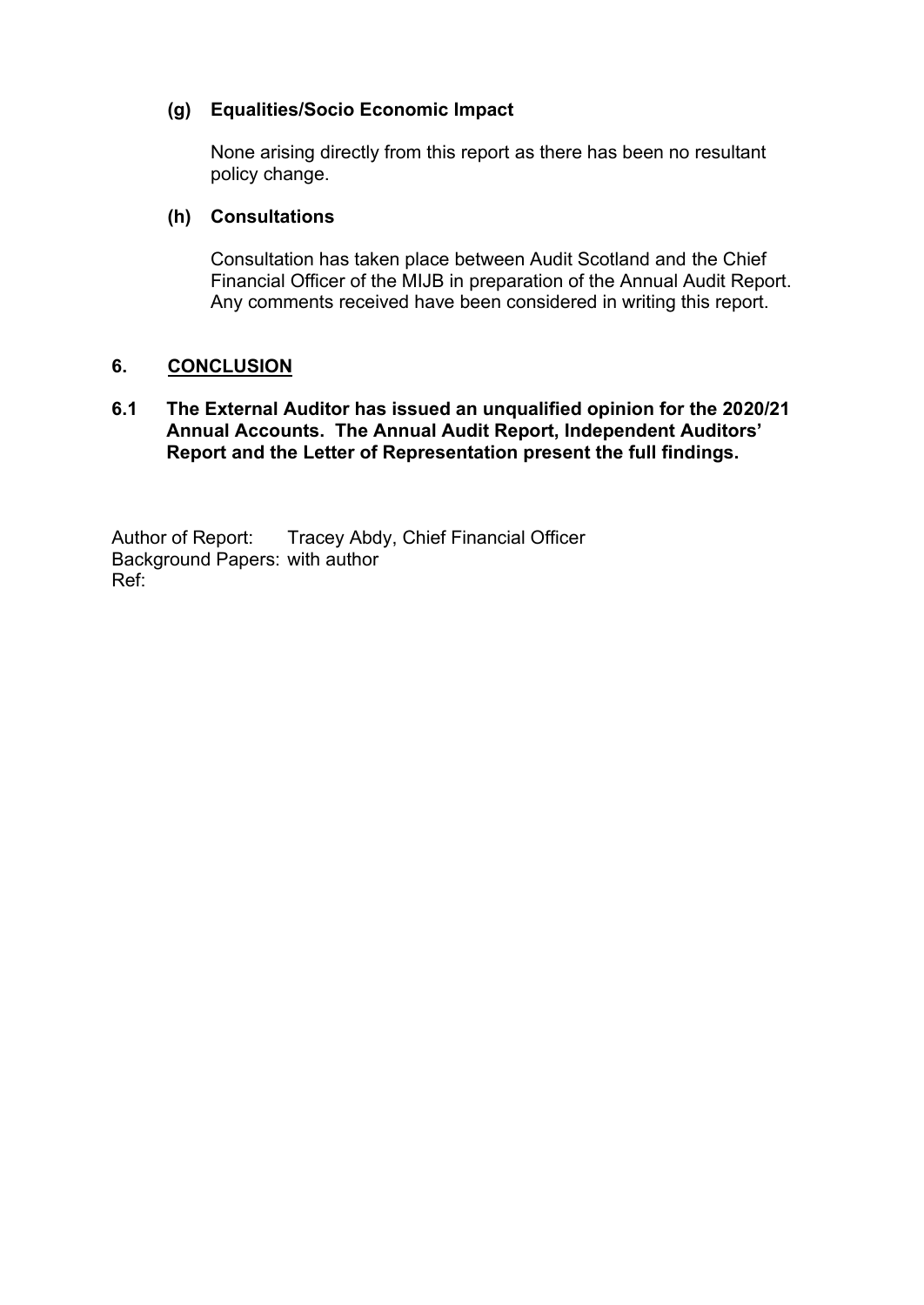**(g) Equalities/Socio Economic Impact**

None arising directly from this report as there has been no resultant policy change.

**(h) Consultations**

Consultation has taken place between Audit Scotland and the Chief Financial Officer of the MIJB in preparation of the Annual Audit Report. Any comments received have been considered in writing this report.

## 6. CONCLUSION

**6.1 The External Auditor has issued an unqualified opinion for the 2020/21 Annual Accounts. The Annual Audit Report, Independent Auditors' Report and the Letter of Representation present the full findings.**

Author of Report: Tracey Abdy, Chief Financial Officer
Background Papers: with author
Ref: